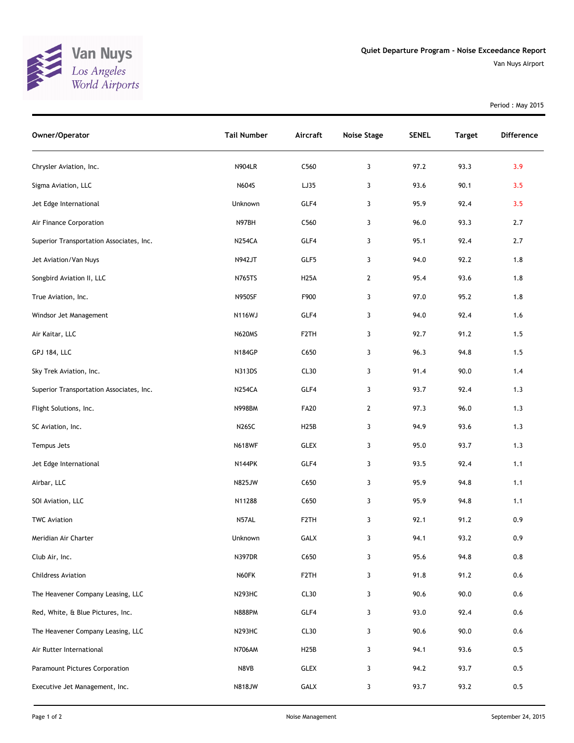Van Nuys
Los Angeles
World Airports

# Quiet Departure Program - Noise Exceedance Report

Van Nuys Airport

Period : May 2015

| Owner/Operator | Tail Number | Aircraft | Noise Stage | SENEL | Target | Difference |
|---|---|---|---|---|---|---|
| Chrysler Aviation, Inc. | N904LR | C560 | 3 | 97.2 | 93.3 | 3.9 |
| Sigma Aviation, LLC | N604S | LJ35 | 3 | 93.6 | 90.1 | 3.5 |
| Jet Edge International | Unknown | GLF4 | 3 | 95.9 | 92.4 | 3.5 |
| Air Finance Corporation | N97BH | C560 | 3 | 96.0 | 93.3 | 2.7 |
| Superior Transportation Associates, Inc. | N254CA | GLF4 | 3 | 95.1 | 92.4 | 2.7 |
| Jet Aviation/Van Nuys | N942JT | GLF5 | 3 | 94.0 | 92.2 | 1.8 |
| Songbird Aviation II, LLC | N765TS | H25A | 2 | 95.4 | 93.6 | 1.8 |
| True Aviation, Inc. | N950SF | F900 | 3 | 97.0 | 95.2 | 1.8 |
| Windsor Jet Management | N116WJ | GLF4 | 3 | 94.0 | 92.4 | 1.6 |
| Air Kaitar, LLC | N620MS | F2TH | 3 | 92.7 | 91.2 | 1.5 |
| GPJ 184, LLC | N184GP | C650 | 3 | 96.3 | 94.8 | 1.5 |
| Sky Trek Aviation, Inc. | N313DS | CL30 | 3 | 91.4 | 90.0 | 1.4 |
| Superior Transportation Associates, Inc. | N254CA | GLF4 | 3 | 93.7 | 92.4 | 1.3 |
| Flight Solutions, Inc. | N998BM | FA20 | 2 | 97.3 | 96.0 | 1.3 |
| SC Aviation, Inc. | N26SC | H25B | 3 | 94.9 | 93.6 | 1.3 |
| Tempus Jets | N618WF | GLEX | 3 | 95.0 | 93.7 | 1.3 |
| Jet Edge International | N144PK | GLF4 | 3 | 93.5 | 92.4 | 1.1 |
| Airbar, LLC | N825JW | C650 | 3 | 95.9 | 94.8 | 1.1 |
| SOI Aviation, LLC | N11288 | C650 | 3 | 95.9 | 94.8 | 1.1 |
| TWC Aviation | N57AL | F2TH | 3 | 92.1 | 91.2 | 0.9 |
| Meridian Air Charter | Unknown | GALX | 3 | 94.1 | 93.2 | 0.9 |
| Club Air, Inc. | N397DR | C650 | 3 | 95.6 | 94.8 | 0.8 |
| Childress Aviation | N60FK | F2TH | 3 | 91.8 | 91.2 | 0.6 |
| The Heavener Company Leasing, LLC | N293HC | CL30 | 3 | 90.6 | 90.0 | 0.6 |
| Red, White, & Blue Pictures, Inc. | N888PM | GLF4 | 3 | 93.0 | 92.4 | 0.6 |
| The Heavener Company Leasing, LLC | N293HC | CL30 | 3 | 90.6 | 90.0 | 0.6 |
| Air Rutter International | N706AM | H25B | 3 | 94.1 | 93.6 | 0.5 |
| Paramount Pictures Corporation | N8VB | GLEX | 3 | 94.2 | 93.7 | 0.5 |
| Executive Jet Management, Inc. | N818JW | GALX | 3 | 93.7 | 93.2 | 0.5 |

Noise Management

September 24, 2015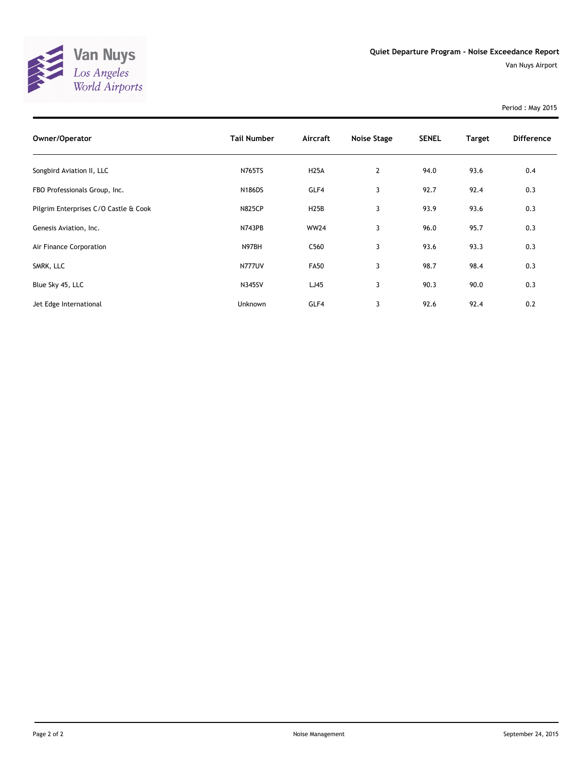**Quiet Departure Program - Noise Exceedance Report**

Van Nuys Airport

Period : May 2015

| Owner/Operator | Tail Number | Aircraft | Noise Stage | SENEL | Target | Difference |
|---|---|---|---|---|---|---|
| Songbird Aviation II, LLC | N765TS | H25A | 2 | 94.0 | 93.6 | 0.4 |
| FBO Professionals Group, Inc. | N186DS | GLF4 | 3 | 92.7 | 92.4 | 0.3 |
| Pilgrim Enterprises C/O Castle & Cook | N825CP | H25B | 3 | 93.9 | 93.6 | 0.3 |
| Genesis Aviation, Inc. | N743PB | WW24 | 3 | 96.0 | 95.7 | 0.3 |
| Air Finance Corporation | N97BH | C560 | 3 | 93.6 | 93.3 | 0.3 |
| SMRK, LLC | N777UV | FA50 | 3 | 98.7 | 98.4 | 0.3 |
| Blue Sky 45, LLC | N345SV | LJ45 | 3 | 90.3 | 90.0 | 0.3 |
| Jet Edge International | Unknown | GLF4 | 3 | 92.6 | 92.4 | 0.2 |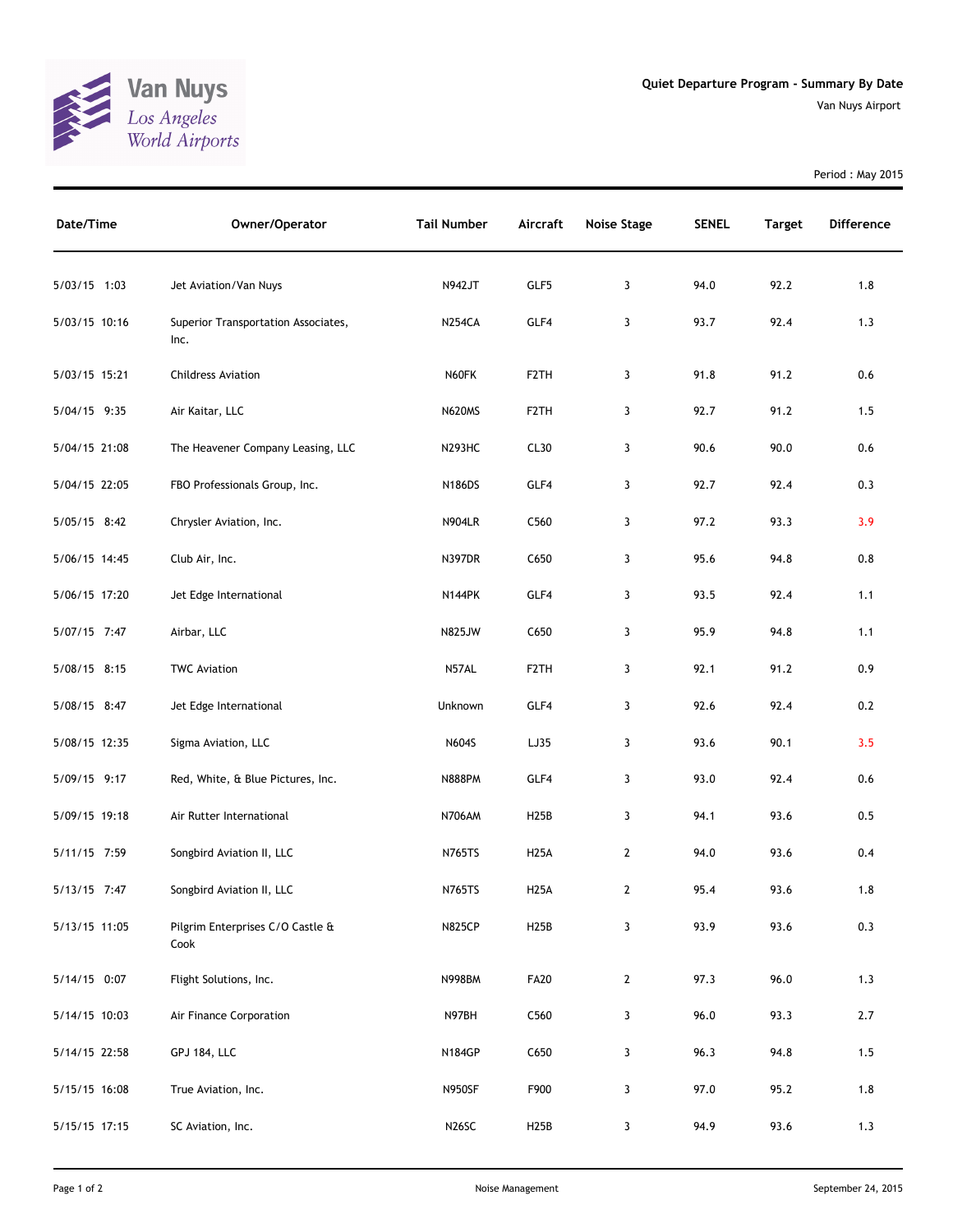Van Nuys
Los Angeles
World Airports

## Quiet Departure Program - Summary By Date

Van Nuys Airport

Period : May 2015

| Date/Time | Owner/Operator | Tail Number | Aircraft | Noise Stage | SENEL | Target | Difference |
|---|---|---|---|---|---|---|---|
| 5/03/15 1:03 | Jet Aviation/Van Nuys | N942JT | GLF5 | 3 | 94.0 | 92.2 | 1.8 |
| 5/03/15 10:16 | Superior Transportation Associates, Inc. | N254CA | GLF4 | 3 | 93.7 | 92.4 | 1.3 |
| 5/03/15 15:21 | Childress Aviation | N60FK | F2TH | 3 | 91.8 | 91.2 | 0.6 |
| 5/04/15 9:35 | Air Kaitar, LLC | N620MS | F2TH | 3 | 92.7 | 91.2 | 1.5 |
| 5/04/15 21:08 | The Heavener Company Leasing, LLC | N293HC | CL30 | 3 | 90.6 | 90.0 | 0.6 |
| 5/04/15 22:05 | FBO Professionals Group, Inc. | N186DS | GLF4 | 3 | 92.7 | 92.4 | 0.3 |
| 5/05/15 8:42 | Chrysler Aviation, Inc. | N904LR | C560 | 3 | 97.2 | 93.3 | 3.9 |
| 5/06/15 14:45 | Club Air, Inc. | N397DR | C650 | 3 | 95.6 | 94.8 | 0.8 |
| 5/06/15 17:20 | Jet Edge International | N144PK | GLF4 | 3 | 93.5 | 92.4 | 1.1 |
| 5/07/15 7:47 | Airbar, LLC | N825JW | C650 | 3 | 95.9 | 94.8 | 1.1 |
| 5/08/15 8:15 | TWC Aviation | N57AL | F2TH | 3 | 92.1 | 91.2 | 0.9 |
| 5/08/15 8:47 | Jet Edge International | Unknown | GLF4 | 3 | 92.6 | 92.4 | 0.2 |
| 5/08/15 12:35 | Sigma Aviation, LLC | N604S | LJ35 | 3 | 93.6 | 90.1 | 3.5 |
| 5/09/15 9:17 | Red, White, & Blue Pictures, Inc. | N888PM | GLF4 | 3 | 93.0 | 92.4 | 0.6 |
| 5/09/15 19:18 | Air Rutter International | N706AM | H25B | 3 | 94.1 | 93.6 | 0.5 |
| 5/11/15 7:59 | Songbird Aviation II, LLC | N765TS | H25A | 2 | 94.0 | 93.6 | 0.4 |
| 5/13/15 7:47 | Songbird Aviation II, LLC | N765TS | H25A | 2 | 95.4 | 93.6 | 1.8 |
| 5/13/15 11:05 | Pilgrim Enterprises C/O Castle & Cook | N825CP | H25B | 3 | 93.9 | 93.6 | 0.3 |
| 5/14/15 0:07 | Flight Solutions, Inc. | N998BM | FA20 | 2 | 97.3 | 96.0 | 1.3 |
| 5/14/15 10:03 | Air Finance Corporation | N97BH | C560 | 3 | 96.0 | 93.3 | 2.7 |
| 5/14/15 22:58 | GPJ 184, LLC | N184GP | C650 | 3 | 96.3 | 94.8 | 1.5 |
| 5/15/15 16:08 | True Aviation, Inc. | N950SF | F900 | 3 | 97.0 | 95.2 | 1.8 |
| 5/15/15 17:15 | SC Aviation, Inc. | N26SC | H25B | 3 | 94.9 | 93.6 | 1.3 |

Noise Management

September 24, 2015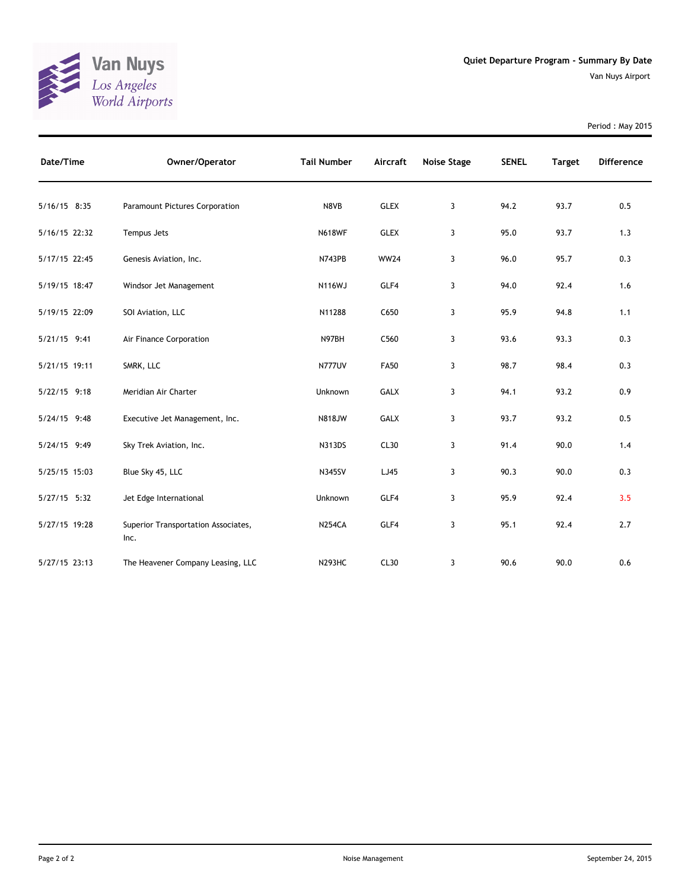Van Nuys
Los Angeles
World Airports

**Quiet Departure Program - Summary By Date**

Van Nuys Airport

Period : May 2015

| Date/Time | Owner/Operator | Tail Number | Aircraft | Noise Stage | SENEL | Target | Difference |
|---|---|---|---|---|---|---|---|
| 5/16/15 8:35 | Paramount Pictures Corporation | N8VB | GLEX | 3 | 94.2 | 93.7 | 0.5 |
| 5/16/15 22:32 | Tempus Jets | N618WF | GLEX | 3 | 95.0 | 93.7 | 1.3 |
| 5/17/15 22:45 | Genesis Aviation, Inc. | N743PB | WW24 | 3 | 96.0 | 95.7 | 0.3 |
| 5/19/15 18:47 | Windsor Jet Management | N116WJ | GLF4 | 3 | 94.0 | 92.4 | 1.6 |
| 5/19/15 22:09 | SOI Aviation, LLC | N11288 | C650 | 3 | 95.9 | 94.8 | 1.1 |
| 5/21/15 9:41 | Air Finance Corporation | N97BH | C560 | 3 | 93.6 | 93.3 | 0.3 |
| 5/21/15 19:11 | SMRK, LLC | N777UV | FA50 | 3 | 98.7 | 98.4 | 0.3 |
| 5/22/15 9:18 | Meridian Air Charter | Unknown | GALX | 3 | 94.1 | 93.2 | 0.9 |
| 5/24/15 9:48 | Executive Jet Management, Inc. | N818JW | GALX | 3 | 93.7 | 93.2 | 0.5 |
| 5/24/15 9:49 | Sky Trek Aviation, Inc. | N313DS | CL30 | 3 | 91.4 | 90.0 | 1.4 |
| 5/25/15 15:03 | Blue Sky 45, LLC | N345SV | LJ45 | 3 | 90.3 | 90.0 | 0.3 |
| 5/27/15 5:32 | Jet Edge International | Unknown | GLF4 | 3 | 95.9 | 92.4 | 3.5 |
| 5/27/15 19:28 | Superior Transportation Associates, Inc. | N254CA | GLF4 | 3 | 95.1 | 92.4 | 2.7 |
| 5/27/15 23:13 | The Heavener Company Leasing, LLC | N293HC | CL30 | 3 | 90.6 | 90.0 | 0.6 |

Noise Management

September 24, 2015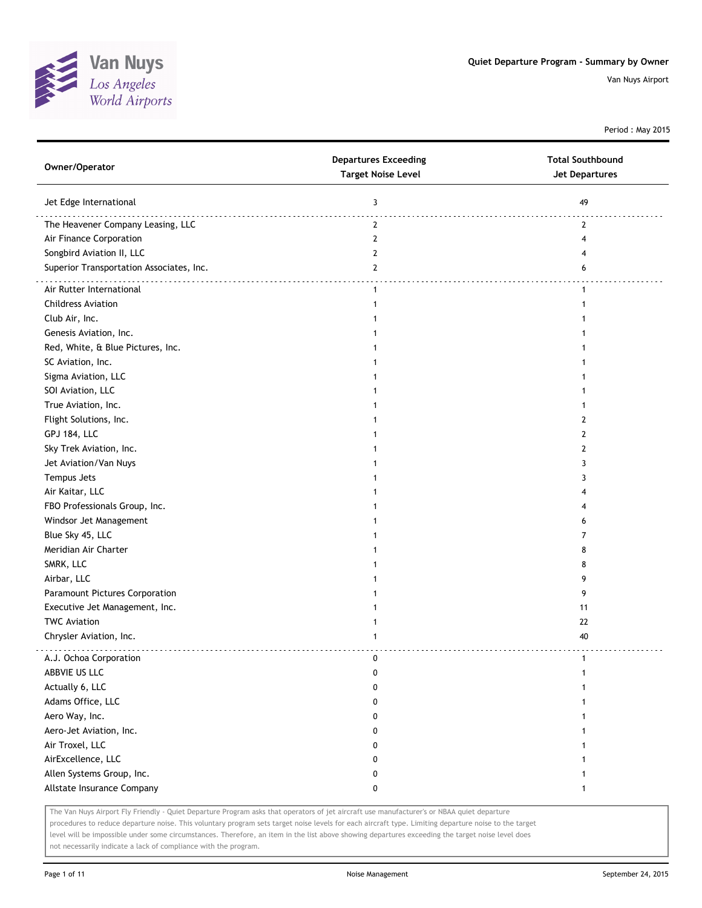Van Nuys
Los Angeles
World Airports

## Quiet Departure Program - Summary by Owner

Van Nuys Airport

Period : May 2015

| Owner/Operator | Departures Exceeding Target Noise Level | Total Southbound Jet Departures |
|---|---|---|
| Jet Edge International | 3 | 49 |
| The Heavener Company Leasing, LLC | 2 | 2 |
| Air Finance Corporation | 2 | 4 |
| Songbird Aviation II, LLC | 2 | 4 |
| Superior Transportation Associates, Inc. | 2 | 6 |
| Air Rutter International | 1 | 1 |
| Childress Aviation | 1 | 1 |
| Club Air, Inc. | 1 | 1 |
| Genesis Aviation, Inc. | 1 | 1 |
| Red, White, & Blue Pictures, Inc. | 1 | 1 |
| SC Aviation, Inc. | 1 | 1 |
| Sigma Aviation, LLC | 1 | 1 |
| SOI Aviation, LLC | 1 | 1 |
| True Aviation, Inc. | 1 | 1 |
| Flight Solutions, Inc. | 1 | 2 |
| GPJ 184, LLC | 1 | 2 |
| Sky Trek Aviation, Inc. | 1 | 2 |
| Jet Aviation/Van Nuys | 1 | 3 |
| Tempus Jets | 1 | 3 |
| Air Kaitar, LLC | 1 | 4 |
| FBO Professionals Group, Inc. | 1 | 4 |
| Windsor Jet Management | 1 | 6 |
| Blue Sky 45, LLC | 1 | 7 |
| Meridian Air Charter | 1 | 8 |
| SMRK, LLC | 1 | 8 |
| Airbar, LLC | 1 | 9 |
| Paramount Pictures Corporation | 1 | 9 |
| Executive Jet Management, Inc. | 1 | 11 |
| TWC Aviation | 1 | 22 |
| Chrysler Aviation, Inc. | 1 | 40 |
| A.J. Ochoa Corporation | 0 | 1 |
| ABBVIE US LLC | 0 | 1 |
| Actually 6, LLC | 0 | 1 |
| Adams Office, LLC | 0 | 1 |
| Aero Way, Inc. | 0 | 1 |
| Aero-Jet Aviation, Inc. | 0 | 1 |
| Air Troxel, LLC | 0 | 1 |
| AirExcellence, LLC | 0 | 1 |
| Allen Systems Group, Inc. | 0 | 1 |
| Allstate Insurance Company | 0 | 1 |

The Van Nuys Airport Fly Friendly - Quiet Departure Program asks that operators of jet aircraft use manufacturer's or NBAA quiet departure procedures to reduce departure noise. This voluntary program sets target noise levels for each aircraft type. Limiting departure noise to the target level will be impossible under some circumstances. Therefore, an item in the list above showing departures exceeding the target noise level does not necessarily indicate a lack of compliance with the program.

Noise Management

September 24, 2015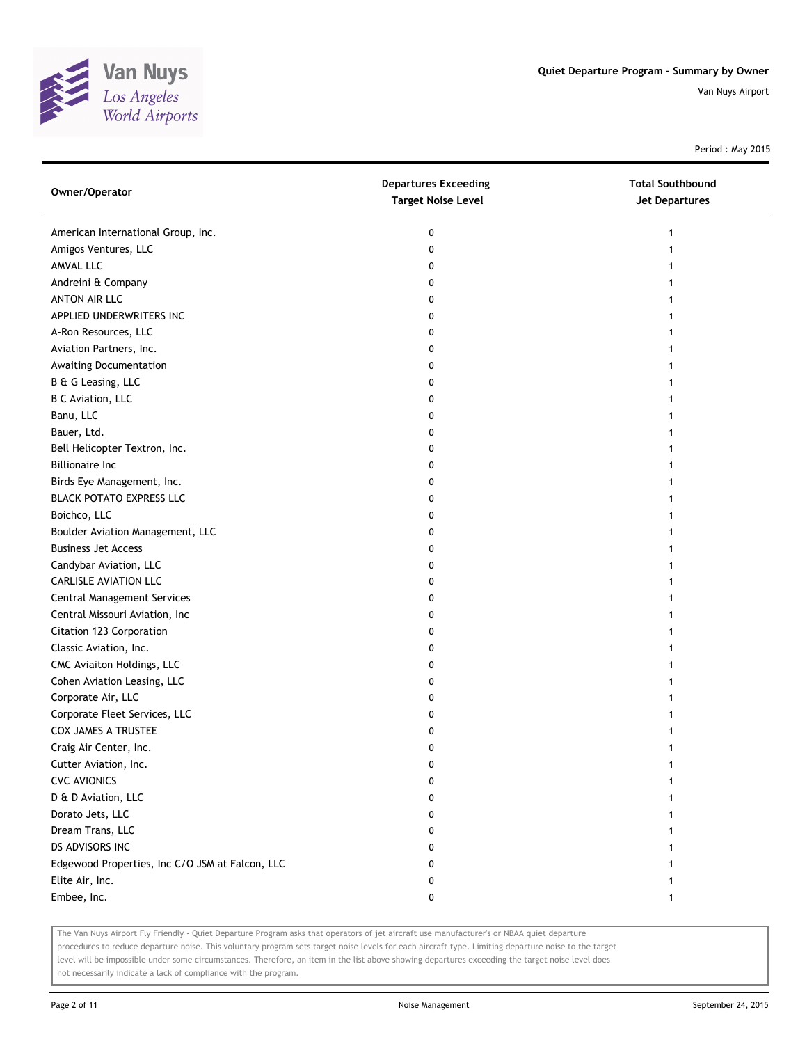# Quiet Departure Program - Summary by Owner

Van Nuys Airport

Period : May 2015

| Owner/Operator | Departures Exceeding Target Noise Level | Total Southbound Jet Departures |
|---|---|---|
| American International Group, Inc. | 0 | 1 |
| Amigos Ventures, LLC | 0 | 1 |
| AMVAL LLC | 0 | 1 |
| Andreini & Company | 0 | 1 |
| ANTON AIR LLC | 0 | 1 |
| APPLIED UNDERWRITERS INC | 0 | 1 |
| A-Ron Resources, LLC | 0 | 1 |
| Aviation Partners, Inc. | 0 | 1 |
| Awaiting Documentation | 0 | 1 |
| B & G Leasing, LLC | 0 | 1 |
| B C Aviation, LLC | 0 | 1 |
| Banu, LLC | 0 | 1 |
| Bauer, Ltd. | 0 | 1 |
| Bell Helicopter Textron, Inc. | 0 | 1 |
| Billionaire Inc | 0 | 1 |
| Birds Eye Management, Inc. | 0 | 1 |
| BLACK POTATO EXPRESS LLC | 0 | 1 |
| Boichco, LLC | 0 | 1 |
| Boulder Aviation Management, LLC | 0 | 1 |
| Business Jet Access | 0 | 1 |
| Candybar Aviation, LLC | 0 | 1 |
| CARLISLE AVIATION LLC | 0 | 1 |
| Central Management Services | 0 | 1 |
| Central Missouri Aviation, Inc | 0 | 1 |
| Citation 123 Corporation | 0 | 1 |
| Classic Aviation, Inc. | 0 | 1 |
| CMC Aviaiton Holdings, LLC | 0 | 1 |
| Cohen Aviation Leasing, LLC | 0 | 1 |
| Corporate Air, LLC | 0 | 1 |
| Corporate Fleet Services, LLC | 0 | 1 |
| COX JAMES A TRUSTEE | 0 | 1 |
| Craig Air Center, Inc. | 0 | 1 |
| Cutter Aviation, Inc. | 0 | 1 |
| CVC AVIONICS | 0 | 1 |
| D & D Aviation, LLC | 0 | 1 |
| Dorato Jets, LLC | 0 | 1 |
| Dream Trans, LLC | 0 | 1 |
| DS ADVISORS INC | 0 | 1 |
| Edgewood Properties, Inc C/O JSM at Falcon, LLC | 0 | 1 |
| Elite Air, Inc. | 0 | 1 |
| Embee, Inc. | 0 | 1 |

The Van Nuys Airport Fly Friendly - Quiet Departure Program asks that operators of jet aircraft use manufacturer's or NBAA quiet departure procedures to reduce departure noise. This voluntary program sets target noise levels for each aircraft type. Limiting departure noise to the target level will be impossible under some circumstances. Therefore, an item in the list above showing departures exceeding the target noise level does not necessarily indicate a lack of compliance with the program.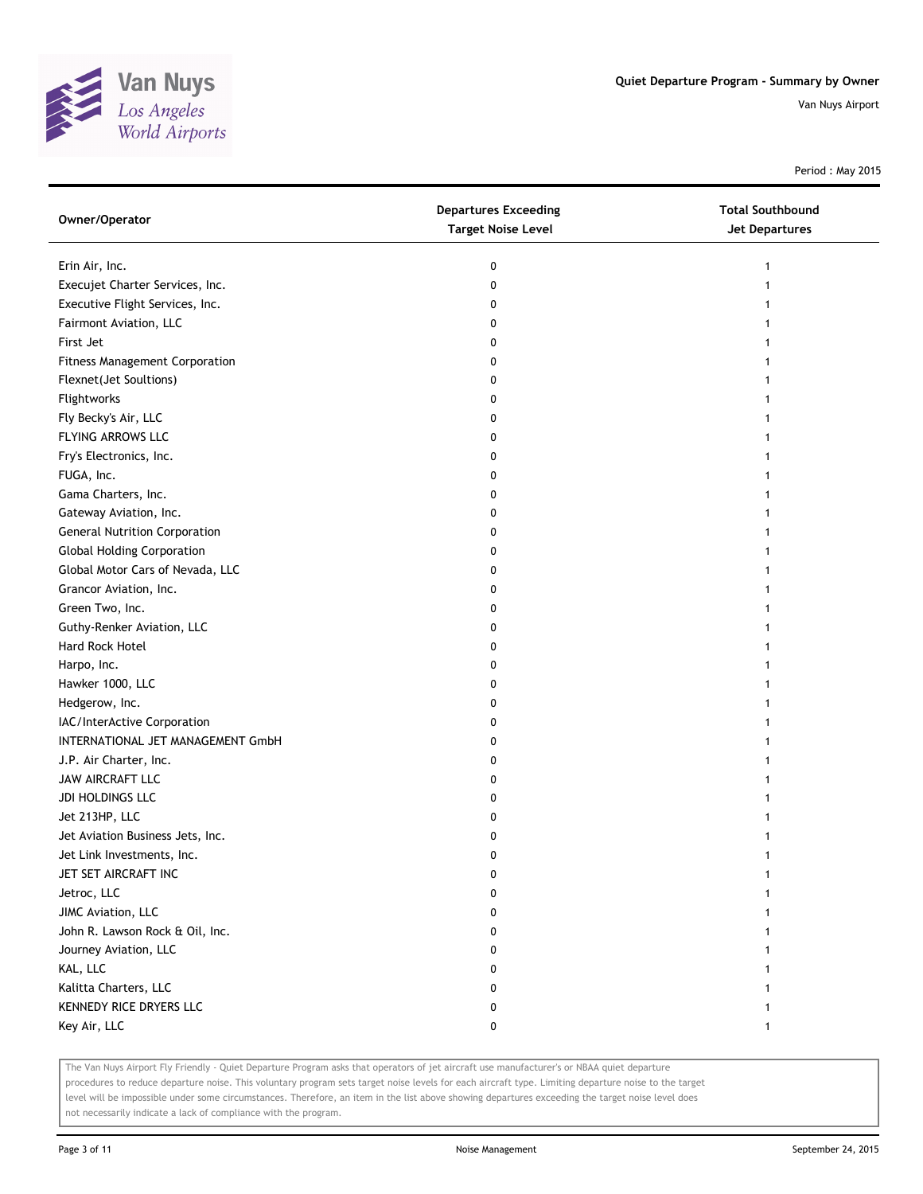Quiet Departure Program - Summary by Owner

Van Nuys Airport

Period : May 2015

| Owner/Operator | Departures Exceeding Target Noise Level | Total Southbound Jet Departures |
|---|---|---|
| Erin Air, Inc. | 0 | 1 |
| Execujet Charter Services, Inc. | 0 | 1 |
| Executive Flight Services, Inc. | 0 | 1 |
| Fairmont Aviation, LLC | 0 | 1 |
| First Jet | 0 | 1 |
| Fitness Management Corporation | 0 | 1 |
| Flexnet(Jet Soultions) | 0 | 1 |
| Flightworks | 0 | 1 |
| Fly Becky's Air, LLC | 0 | 1 |
| FLYING ARROWS LLC | 0 | 1 |
| Fry's Electronics, Inc. | 0 | 1 |
| FUGA, Inc. | 0 | 1 |
| Gama Charters, Inc. | 0 | 1 |
| Gateway Aviation, Inc. | 0 | 1 |
| General Nutrition Corporation | 0 | 1 |
| Global Holding Corporation | 0 | 1 |
| Global Motor Cars of Nevada, LLC | 0 | 1 |
| Grancor Aviation, Inc. | 0 | 1 |
| Green Two, Inc. | 0 | 1 |
| Guthy-Renker Aviation, LLC | 0 | 1 |
| Hard Rock Hotel | 0 | 1 |
| Harpo, Inc. | 0 | 1 |
| Hawker 1000, LLC | 0 | 1 |
| Hedgerow, Inc. | 0 | 1 |
| IAC/InterActive Corporation | 0 | 1 |
| INTERNATIONAL JET MANAGEMENT GmbH | 0 | 1 |
| J.P. Air Charter, Inc. | 0 | 1 |
| JAW AIRCRAFT LLC | 0 | 1 |
| JDI HOLDINGS LLC | 0 | 1 |
| Jet 213HP, LLC | 0 | 1 |
| Jet Aviation Business Jets, Inc. | 0 | 1 |
| Jet Link Investments, Inc. | 0 | 1 |
| JET SET AIRCRAFT INC | 0 | 1 |
| Jetroc, LLC | 0 | 1 |
| JIMC Aviation, LLC | 0 | 1 |
| John R. Lawson Rock & Oil, Inc. | 0 | 1 |
| Journey Aviation, LLC | 0 | 1 |
| KAL, LLC | 0 | 1 |
| Kalitta Charters, LLC | 0 | 1 |
| KENNEDY RICE DRYERS LLC | 0 | 1 |
| Key Air, LLC | 0 | 1 |

The Van Nuys Airport Fly Friendly - Quiet Departure Program asks that operators of jet aircraft use manufacturer's or NBAA quiet departure procedures to reduce departure noise. This voluntary program sets target noise levels for each aircraft type. Limiting departure noise to the target level will be impossible under some circumstances. Therefore, an item in the list above showing departures exceeding the target noise level does not necessarily indicate a lack of compliance with the program.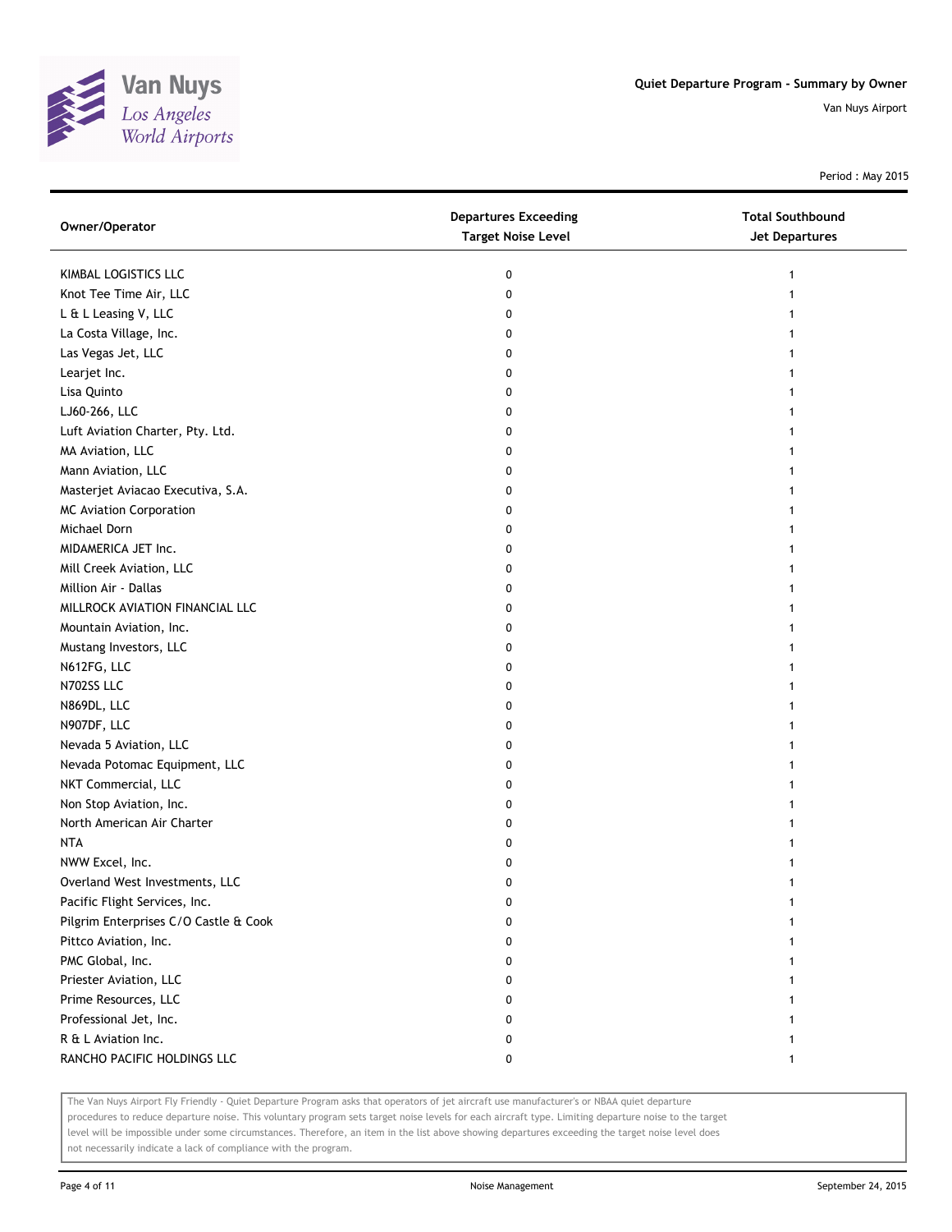Quiet Departure Program - Summary by Owner

Van Nuys Airport

Period : May 2015

| Owner/Operator | Departures Exceeding Target Noise Level | Total Southbound Jet Departures |
|---|---|---|
| KIMBAL LOGISTICS LLC | 0 | 1 |
| Knot Tee Time Air, LLC | 0 | 1 |
| L & L Leasing V, LLC | 0 | 1 |
| La Costa Village, Inc. | 0 | 1 |
| Las Vegas Jet, LLC | 0 | 1 |
| Learjet Inc. | 0 | 1 |
| Lisa Quinto | 0 | 1 |
| LJ60-266, LLC | 0 | 1 |
| Luft Aviation Charter, Pty. Ltd. | 0 | 1 |
| MA Aviation, LLC | 0 | 1 |
| Mann Aviation, LLC | 0 | 1 |
| Masterjet Aviacao Executiva, S.A. | 0 | 1 |
| MC Aviation Corporation | 0 | 1 |
| Michael Dorn | 0 | 1 |
| MIDAMERICA JET Inc. | 0 | 1 |
| Mill Creek Aviation, LLC | 0 | 1 |
| Million Air - Dallas | 0 | 1 |
| MILLROCK AVIATION FINANCIAL LLC | 0 | 1 |
| Mountain Aviation, Inc. | 0 | 1 |
| Mustang Investors, LLC | 0 | 1 |
| N612FG, LLC | 0 | 1 |
| N702SS LLC | 0 | 1 |
| N869DL, LLC | 0 | 1 |
| N907DF, LLC | 0 | 1 |
| Nevada 5 Aviation, LLC | 0 | 1 |
| Nevada Potomac Equipment, LLC | 0 | 1 |
| NKT Commercial, LLC | 0 | 1 |
| Non Stop Aviation, Inc. | 0 | 1 |
| North American Air Charter | 0 | 1 |
| NTA | 0 | 1 |
| NWW Excel, Inc. | 0 | 1 |
| Overland West Investments, LLC | 0 | 1 |
| Pacific Flight Services, Inc. | 0 | 1 |
| Pilgrim Enterprises C/O Castle & Cook | 0 | 1 |
| Pittco Aviation, Inc. | 0 | 1 |
| PMC Global, Inc. | 0 | 1 |
| Priester Aviation, LLC | 0 | 1 |
| Prime Resources, LLC | 0 | 1 |
| Professional Jet, Inc. | 0 | 1 |
| R & L Aviation Inc. | 0 | 1 |
| RANCHO PACIFIC HOLDINGS LLC | 0 | 1 |

The Van Nuys Airport Fly Friendly - Quiet Departure Program asks that operators of jet aircraft use manufacturer's or NBAA quiet departure procedures to reduce departure noise. This voluntary program sets target noise levels for each aircraft type. Limiting departure noise to the target level will be impossible under some circumstances. Therefore, an item in the list above showing departures exceeding the target noise level does not necessarily indicate a lack of compliance with the program.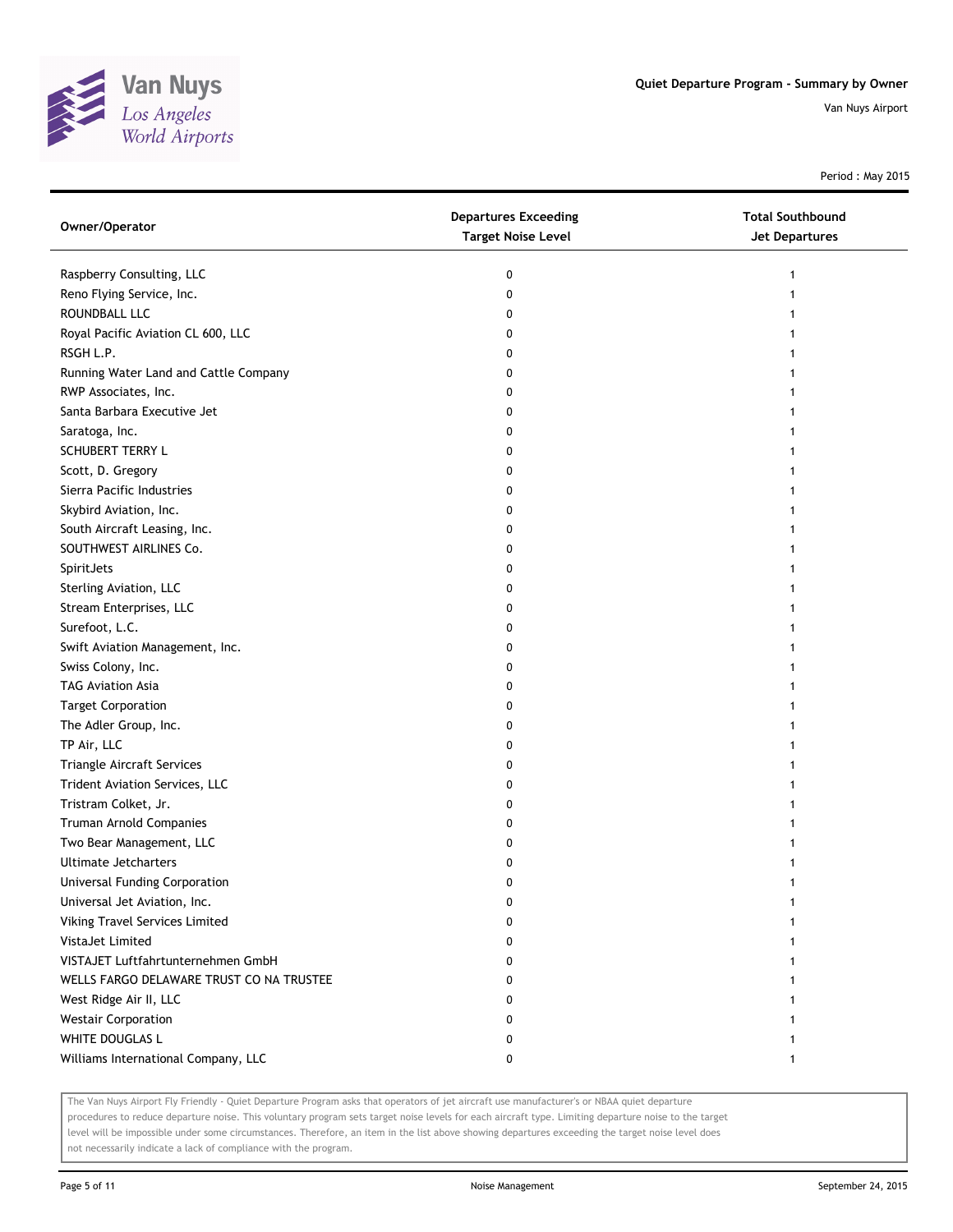# Quiet Departure Program - Summary by Owner

Van Nuys Airport

Period : May 2015

| Owner/Operator | Departures Exceeding Target Noise Level | Total Southbound Jet Departures |
|---|---|---|
| Raspberry Consulting, LLC | 0 | 1 |
| Reno Flying Service, Inc. | 0 | 1 |
| ROUNDBALL LLC | 0 | 1 |
| Royal Pacific Aviation CL 600, LLC | 0 | 1 |
| RSGH L.P. | 0 | 1 |
| Running Water Land and Cattle Company | 0 | 1 |
| RWP Associates, Inc. | 0 | 1 |
| Santa Barbara Executive Jet | 0 | 1 |
| Saratoga, Inc. | 0 | 1 |
| SCHUBERT TERRY L | 0 | 1 |
| Scott, D. Gregory | 0 | 1 |
| Sierra Pacific Industries | 0 | 1 |
| Skybird Aviation, Inc. | 0 | 1 |
| South Aircraft Leasing, Inc. | 0 | 1 |
| SOUTHWEST AIRLINES Co. | 0 | 1 |
| SpiritJets | 0 | 1 |
| Sterling Aviation, LLC | 0 | 1 |
| Stream Enterprises, LLC | 0 | 1 |
| Surefoot, L.C. | 0 | 1 |
| Swift Aviation Management, Inc. | 0 | 1 |
| Swiss Colony, Inc. | 0 | 1 |
| TAG Aviation Asia | 0 | 1 |
| Target Corporation | 0 | 1 |
| The Adler Group, Inc. | 0 | 1 |
| TP Air, LLC | 0 | 1 |
| Triangle Aircraft Services | 0 | 1 |
| Trident Aviation Services, LLC | 0 | 1 |
| Tristram Colket, Jr. | 0 | 1 |
| Truman Arnold Companies | 0 | 1 |
| Two Bear Management, LLC | 0 | 1 |
| Ultimate Jetcharters | 0 | 1 |
| Universal Funding Corporation | 0 | 1 |
| Universal Jet Aviation, Inc. | 0 | 1 |
| Viking Travel Services Limited | 0 | 1 |
| VistaJet Limited | 0 | 1 |
| VISTAJET Luftfahrtunternehmen GmbH | 0 | 1 |
| WELLS FARGO DELAWARE TRUST CO NA TRUSTEE | 0 | 1 |
| West Ridge Air II, LLC | 0 | 1 |
| Westair Corporation | 0 | 1 |
| WHITE DOUGLAS L | 0 | 1 |
| Williams International Company, LLC | 0 | 1 |

The Van Nuys Airport Fly Friendly - Quiet Departure Program asks that operators of jet aircraft use manufacturer's or NBAA quiet departure procedures to reduce departure noise. This voluntary program sets target noise levels for each aircraft type. Limiting departure noise to the target level will be impossible under some circumstances. Therefore, an item in the list above showing departures exceeding the target noise level does not necessarily indicate a lack of compliance with the program.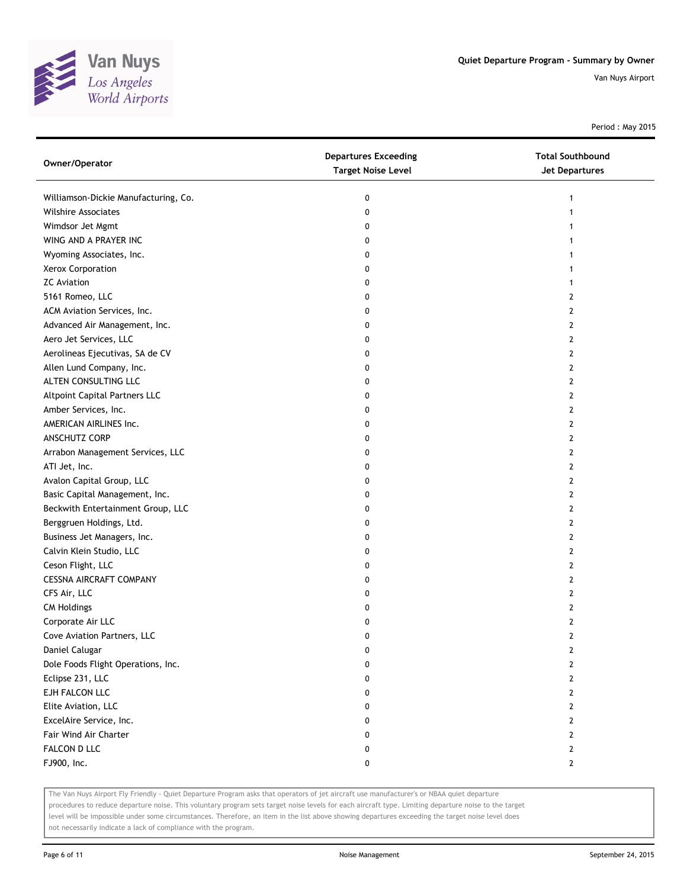Quiet Departure Program - Summary by Owner

Van Nuys Airport

Period : May 2015

| Owner/Operator | Departures Exceeding Target Noise Level | Total Southbound Jet Departures |
|---|---|---|
| Williamson-Dickie Manufacturing, Co. | 0 | 1 |
| Wilshire Associates | 0 | 1 |
| Wimdsor Jet Mgmt | 0 | 1 |
| WING AND A PRAYER INC | 0 | 1 |
| Wyoming Associates, Inc. | 0 | 1 |
| Xerox Corporation | 0 | 1 |
| ZC Aviation | 0 | 1 |
| 5161 Romeo, LLC | 0 | 2 |
| ACM Aviation Services, Inc. | 0 | 2 |
| Advanced Air Management, Inc. | 0 | 2 |
| Aero Jet Services, LLC | 0 | 2 |
| Aerolineas Ejecutivas, SA de CV | 0 | 2 |
| Allen Lund Company, Inc. | 0 | 2 |
| ALTEN CONSULTING LLC | 0 | 2 |
| Altpoint Capital Partners LLC | 0 | 2 |
| Amber Services, Inc. | 0 | 2 |
| AMERICAN AIRLINES Inc. | 0 | 2 |
| ANSCHUTZ CORP | 0 | 2 |
| Arrabon Management Services, LLC | 0 | 2 |
| ATI Jet, Inc. | 0 | 2 |
| Avalon Capital Group, LLC | 0 | 2 |
| Basic Capital Management, Inc. | 0 | 2 |
| Beckwith Entertainment Group, LLC | 0 | 2 |
| Berggruen Holdings, Ltd. | 0 | 2 |
| Business Jet Managers, Inc. | 0 | 2 |
| Calvin Klein Studio, LLC | 0 | 2 |
| Ceson Flight, LLC | 0 | 2 |
| CESSNA AIRCRAFT COMPANY | 0 | 2 |
| CFS Air, LLC | 0 | 2 |
| CM Holdings | 0 | 2 |
| Corporate Air LLC | 0 | 2 |
| Cove Aviation Partners, LLC | 0 | 2 |
| Daniel Calugar | 0 | 2 |
| Dole Foods Flight Operations, Inc. | 0 | 2 |
| Eclipse 231, LLC | 0 | 2 |
| EJH FALCON LLC | 0 | 2 |
| Elite Aviation, LLC | 0 | 2 |
| ExcelAire Service, Inc. | 0 | 2 |
| Fair Wind Air Charter | 0 | 2 |
| FALCON D LLC | 0 | 2 |
| FJ900, Inc. | 0 | 2 |

The Van Nuys Airport Fly Friendly - Quiet Departure Program asks that operators of jet aircraft use manufacturer's or NBAA quiet departure procedures to reduce departure noise. This voluntary program sets target noise levels for each aircraft type. Limiting departure noise to the target level will be impossible under some circumstances. Therefore, an item in the list above showing departures exceeding the target noise level does not necessarily indicate a lack of compliance with the program.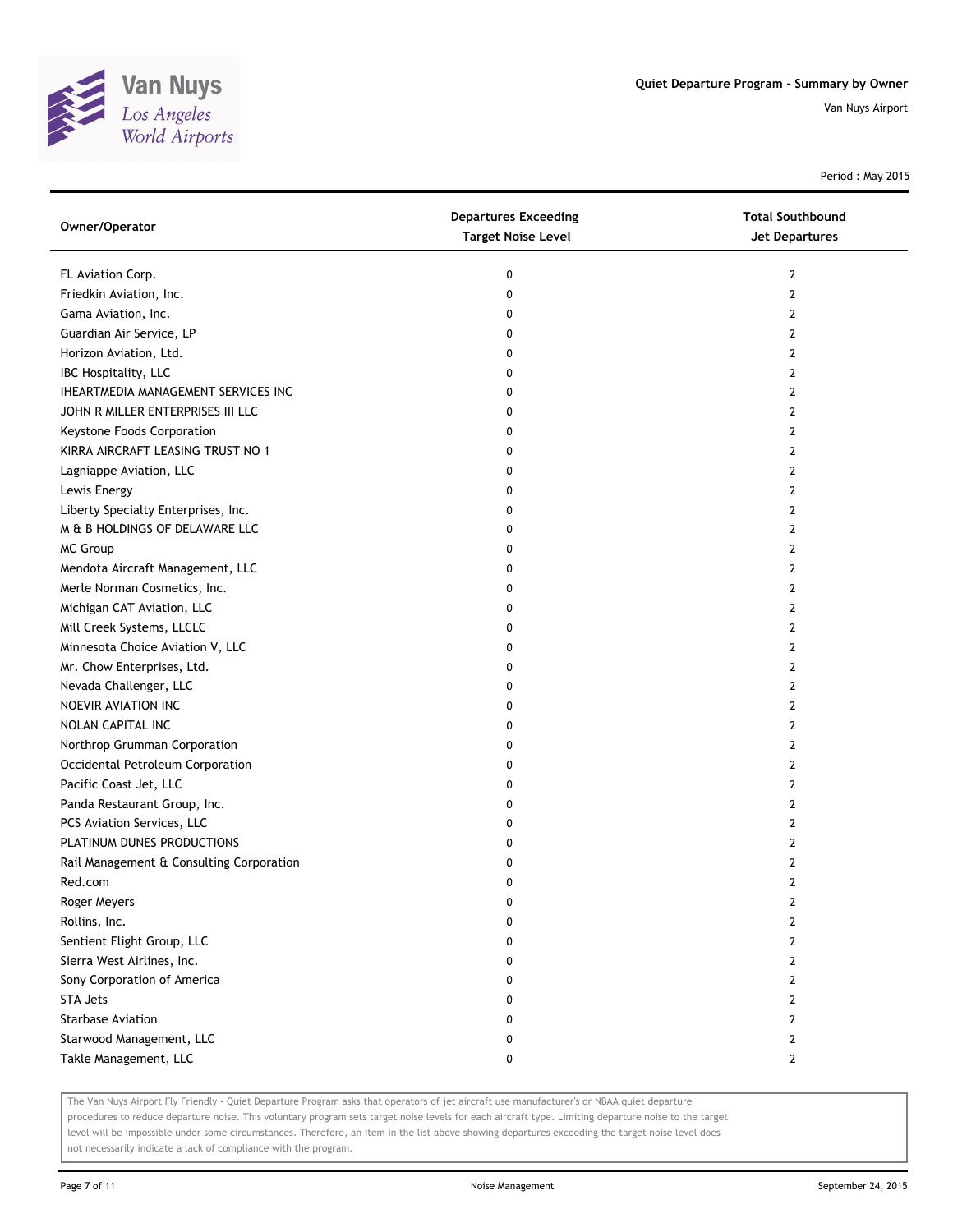Van Nuys
Los Angeles World Airports

Quiet Departure Program - Summary by Owner

Van Nuys Airport

Period : May 2015

| Owner/Operator | Departures Exceeding Target Noise Level | Total Southbound Jet Departures |
|---|---|---|
| FL Aviation Corp. | 0 | 2 |
| Friedkin Aviation, Inc. | 0 | 2 |
| Gama Aviation, Inc. | 0 | 2 |
| Guardian Air Service, LP | 0 | 2 |
| Horizon Aviation, Ltd. | 0 | 2 |
| IBC Hospitality, LLC | 0 | 2 |
| IHEARTMEDIA MANAGEMENT SERVICES INC | 0 | 2 |
| JOHN R MILLER ENTERPRISES III LLC | 0 | 2 |
| Keystone Foods Corporation | 0 | 2 |
| KIRRA AIRCRAFT LEASING TRUST NO 1 | 0 | 2 |
| Lagniappe Aviation, LLC | 0 | 2 |
| Lewis Energy | 0 | 2 |
| Liberty Specialty Enterprises, Inc. | 0 | 2 |
| M & B HOLDINGS OF DELAWARE LLC | 0 | 2 |
| MC Group | 0 | 2 |
| Mendota Aircraft Management, LLC | 0 | 2 |
| Merle Norman Cosmetics, Inc. | 0 | 2 |
| Michigan CAT Aviation, LLC | 0 | 2 |
| Mill Creek Systems, LLCLC | 0 | 2 |
| Minnesota Choice Aviation V, LLC | 0 | 2 |
| Mr. Chow Enterprises, Ltd. | 0 | 2 |
| Nevada Challenger, LLC | 0 | 2 |
| NOEVIR AVIATION INC | 0 | 2 |
| NOLAN CAPITAL INC | 0 | 2 |
| Northrop Grumman Corporation | 0 | 2 |
| Occidental Petroleum Corporation | 0 | 2 |
| Pacific Coast Jet, LLC | 0 | 2 |
| Panda Restaurant Group, Inc. | 0 | 2 |
| PCS Aviation Services, LLC | 0 | 2 |
| PLATINUM DUNES PRODUCTIONS | 0 | 2 |
| Rail Management & Consulting Corporation | 0 | 2 |
| Red.com | 0 | 2 |
| Roger Meyers | 0 | 2 |
| Rollins, Inc. | 0 | 2 |
| Sentient Flight Group, LLC | 0 | 2 |
| Sierra West Airlines, Inc. | 0 | 2 |
| Sony Corporation of America | 0 | 2 |
| STA Jets | 0 | 2 |
| Starbase Aviation | 0 | 2 |
| Starwood Management, LLC | 0 | 2 |
| Takle Management, LLC | 0 | 2 |

The Van Nuys Airport Fly Friendly - Quiet Departure Program asks that operators of jet aircraft use manufacturer's or NBAA quiet departure procedures to reduce departure noise. This voluntary program sets target noise levels for each aircraft type. Limiting departure noise to the target level will be impossible under some circumstances. Therefore, an item in the list above showing departures exceeding the target noise level does not necessarily indicate a lack of compliance with the program.

Noise Management

September 24, 2015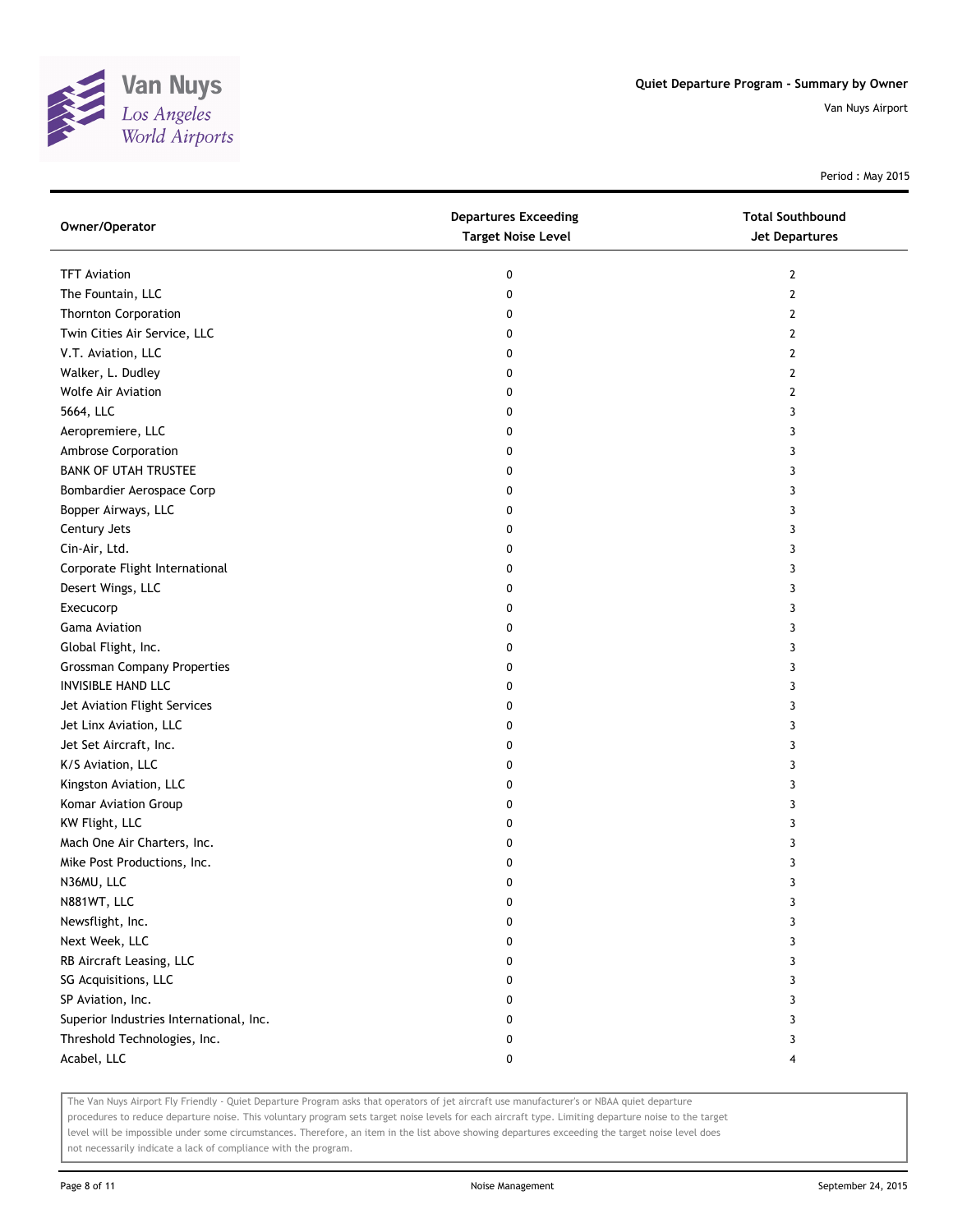Quiet Departure Program - Summary by Owner

Van Nuys Airport

Period : May 2015

| Owner/Operator | Departures Exceeding Target Noise Level | Total Southbound Jet Departures |
|---|---|---|
| TFT Aviation | 0 | 2 |
| The Fountain, LLC | 0 | 2 |
| Thornton Corporation | 0 | 2 |
| Twin Cities Air Service, LLC | 0 | 2 |
| V.T. Aviation, LLC | 0 | 2 |
| Walker, L. Dudley | 0 | 2 |
| Wolfe Air Aviation | 0 | 2 |
| 5664, LLC | 0 | 3 |
| Aeropremiere, LLC | 0 | 3 |
| Ambrose Corporation | 0 | 3 |
| BANK OF UTAH TRUSTEE | 0 | 3 |
| Bombardier Aerospace Corp | 0 | 3 |
| Bopper Airways, LLC | 0 | 3 |
| Century Jets | 0 | 3 |
| Cin-Air, Ltd. | 0 | 3 |
| Corporate Flight International | 0 | 3 |
| Desert Wings, LLC | 0 | 3 |
| Execucorp | 0 | 3 |
| Gama Aviation | 0 | 3 |
| Global Flight, Inc. | 0 | 3 |
| Grossman Company Properties | 0 | 3 |
| INVISIBLE HAND LLC | 0 | 3 |
| Jet Aviation Flight Services | 0 | 3 |
| Jet Linx Aviation, LLC | 0 | 3 |
| Jet Set Aircraft, Inc. | 0 | 3 |
| K/S Aviation, LLC | 0 | 3 |
| Kingston Aviation, LLC | 0 | 3 |
| Komar Aviation Group | 0 | 3 |
| KW Flight, LLC | 0 | 3 |
| Mach One Air Charters, Inc. | 0 | 3 |
| Mike Post Productions, Inc. | 0 | 3 |
| N36MU, LLC | 0 | 3 |
| N881WT, LLC | 0 | 3 |
| Newsflight, Inc. | 0 | 3 |
| Next Week, LLC | 0 | 3 |
| RB Aircraft Leasing, LLC | 0 | 3 |
| SG Acquisitions, LLC | 0 | 3 |
| SP Aviation, Inc. | 0 | 3 |
| Superior Industries International, Inc. | 0 | 3 |
| Threshold Technologies, Inc. | 0 | 3 |
| Acabel, LLC | 0 | 4 |

The Van Nuys Airport Fly Friendly - Quiet Departure Program asks that operators of jet aircraft use manufacturer's or NBAA quiet departure procedures to reduce departure noise. This voluntary program sets target noise levels for each aircraft type. Limiting departure noise to the target level will be impossible under some circumstances. Therefore, an item in the list above showing departures exceeding the target noise level does not necessarily indicate a lack of compliance with the program.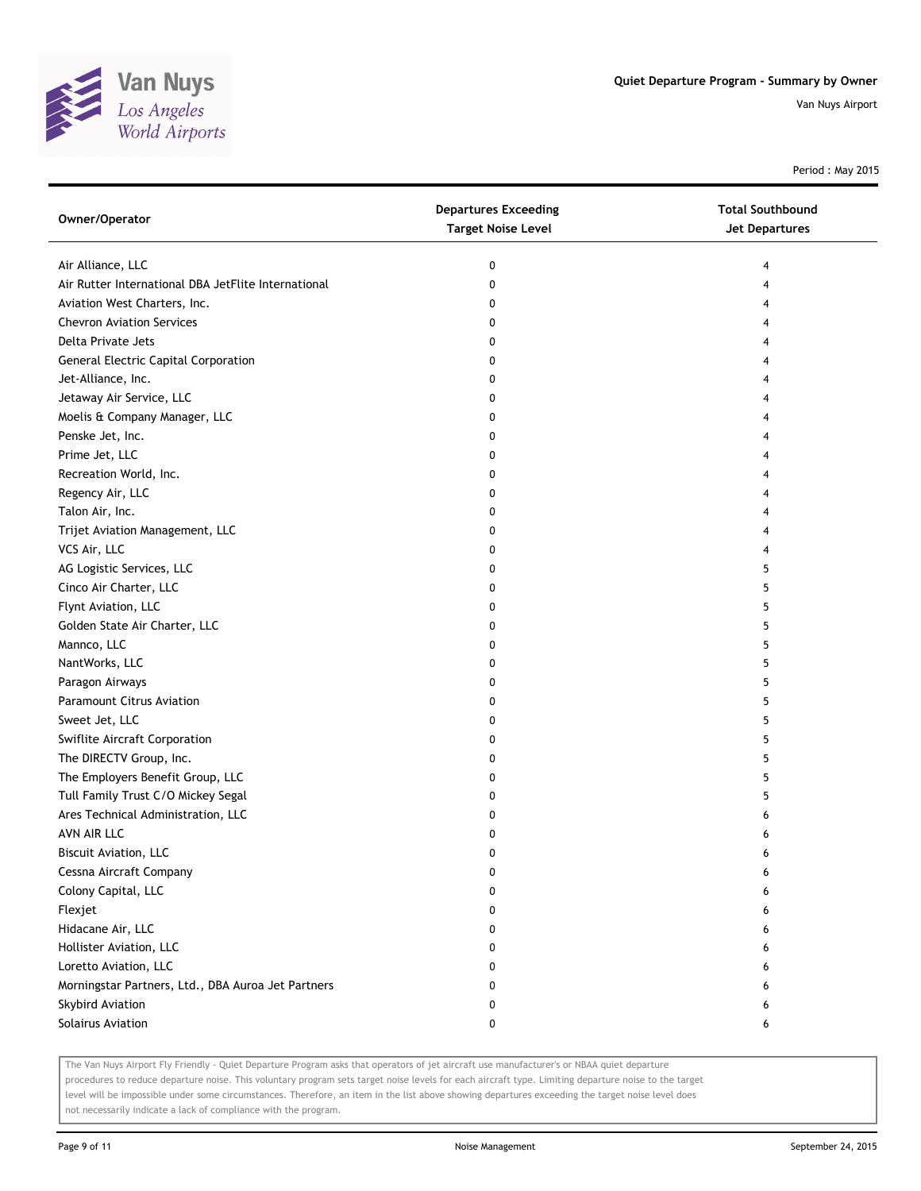# Quiet Departure Program - Summary by Owner

Van Nuys Airport

Period : May 2015

| Owner/Operator | Departures Exceeding Target Noise Level | Total Southbound Jet Departures |
|---|---|---|
| Air Alliance, LLC | 0 | 4 |
| Air Rutter International DBA JetFlite International | 0 | 4 |
| Aviation West Charters, Inc. | 0 | 4 |
| Chevron Aviation Services | 0 | 4 |
| Delta Private Jets | 0 | 4 |
| General Electric Capital Corporation | 0 | 4 |
| Jet-Alliance, Inc. | 0 | 4 |
| Jetaway Air Service, LLC | 0 | 4 |
| Moelis & Company Manager, LLC | 0 | 4 |
| Penske Jet, Inc. | 0 | 4 |
| Prime Jet, LLC | 0 | 4 |
| Recreation World, Inc. | 0 | 4 |
| Regency Air, LLC | 0 | 4 |
| Talon Air, Inc. | 0 | 4 |
| Trijet Aviation Management, LLC | 0 | 4 |
| VCS Air, LLC | 0 | 4 |
| AG Logistic Services, LLC | 0 | 5 |
| Cinco Air Charter, LLC | 0 | 5 |
| Flynt Aviation, LLC | 0 | 5 |
| Golden State Air Charter, LLC | 0 | 5 |
| Mannco, LLC | 0 | 5 |
| NantWorks, LLC | 0 | 5 |
| Paragon Airways | 0 | 5 |
| Paramount Citrus Aviation | 0 | 5 |
| Sweet Jet, LLC | 0 | 5 |
| Swiflite Aircraft Corporation | 0 | 5 |
| The DIRECTV Group, Inc. | 0 | 5 |
| The Employers Benefit Group, LLC | 0 | 5 |
| Tull Family Trust C/O Mickey Segal | 0 | 5 |
| Ares Technical Administration, LLC | 0 | 6 |
| AVN AIR LLC | 0 | 6 |
| Biscuit Aviation, LLC | 0 | 6 |
| Cessna Aircraft Company | 0 | 6 |
| Colony Capital, LLC | 0 | 6 |
| Flexjet | 0 | 6 |
| Hidacane Air, LLC | 0 | 6 |
| Hollister Aviation, LLC | 0 | 6 |
| Loretto Aviation, LLC | 0 | 6 |
| Morningstar Partners, Ltd., DBA Auroa Jet Partners | 0 | 6 |
| Skybird Aviation | 0 | 6 |
| Solairus Aviation | 0 | 6 |

The Van Nuys Airport Fly Friendly - Quiet Departure Program asks that operators of jet aircraft use manufacturer's or NBAA quiet departure procedures to reduce departure noise. This voluntary program sets target noise levels for each aircraft type. Limiting departure noise to the target level will be impossible under some circumstances. Therefore, an item in the list above showing departures exceeding the target noise level does not necessarily indicate a lack of compliance with the program.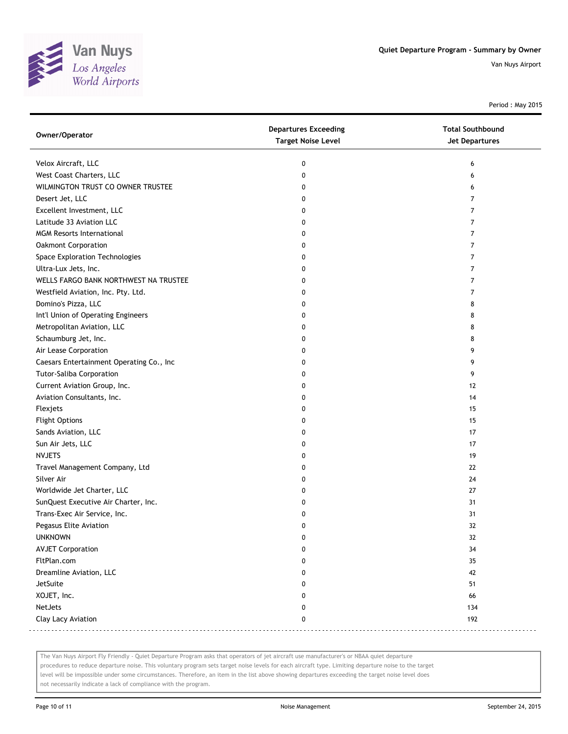# Quiet Departure Program - Summary by Owner

Van Nuys Airport

Period : May 2015

| Owner/Operator | Departures Exceeding Target Noise Level | Total Southbound Jet Departures |
|---|---|---|
| Velox Aircraft, LLC | 0 | 6 |
| West Coast Charters, LLC | 0 | 6 |
| WILMINGTON TRUST CO OWNER TRUSTEE | 0 | 6 |
| Desert Jet, LLC | 0 | 7 |
| Excellent Investment, LLC | 0 | 7 |
| Latitude 33 Aviation LLC | 0 | 7 |
| MGM Resorts International | 0 | 7 |
| Oakmont Corporation | 0 | 7 |
| Space Exploration Technologies | 0 | 7 |
| Ultra-Lux Jets, Inc. | 0 | 7 |
| WELLS FARGO BANK NORTHWEST NA TRUSTEE | 0 | 7 |
| Westfield Aviation, Inc. Pty. Ltd. | 0 | 7 |
| Domino's Pizza, LLC | 0 | 8 |
| Int'l Union of Operating Engineers | 0 | 8 |
| Metropolitan Aviation, LLC | 0 | 8 |
| Schaumburg Jet, Inc. | 0 | 8 |
| Air Lease Corporation | 0 | 9 |
| Caesars Entertainment Operating Co., Inc | 0 | 9 |
| Tutor-Saliba Corporation | 0 | 9 |
| Current Aviation Group, Inc. | 0 | 12 |
| Aviation Consultants, Inc. | 0 | 14 |
| Flexjets | 0 | 15 |
| Flight Options | 0 | 15 |
| Sands Aviation, LLC | 0 | 17 |
| Sun Air Jets, LLC | 0 | 17 |
| NVJETS | 0 | 19 |
| Travel Management Company, Ltd | 0 | 22 |
| Silver Air | 0 | 24 |
| Worldwide Jet Charter, LLC | 0 | 27 |
| SunQuest Executive Air Charter, Inc. | 0 | 31 |
| Trans-Exec Air Service, Inc. | 0 | 31 |
| Pegasus Elite Aviation | 0 | 32 |
| UNKNOWN | 0 | 32 |
| AVJET Corporation | 0 | 34 |
| FltPlan.com | 0 | 35 |
| Dreamline Aviation, LLC | 0 | 42 |
| JetSuite | 0 | 51 |
| XOJET, Inc. | 0 | 66 |
| NetJets | 0 | 134 |
| Clay Lacy Aviation | 0 | 192 |

The Van Nuys Airport Fly Friendly - Quiet Departure Program asks that operators of jet aircraft use manufacturer's or NBAA quiet departure procedures to reduce departure noise. This voluntary program sets target noise levels for each aircraft type. Limiting departure noise to the target level will be impossible under some circumstances. Therefore, an item in the list above showing departures exceeding the target noise level does not necessarily indicate a lack of compliance with the program.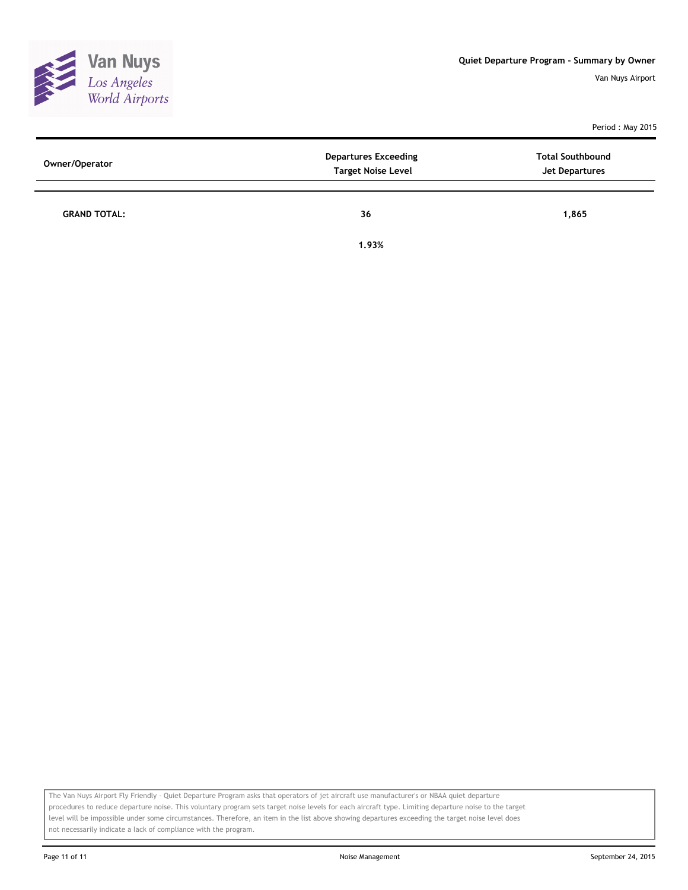## Quiet Departure Program - Summary by Owner

Van Nuys Airport

Period : May 2015

| Owner/Operator | Departures Exceeding Target Noise Level | Total Southbound Jet Departures |
|---|---|---|
| **GRAND TOTAL:** | **36** | **1,865** |
| | **1.93%** | |

The Van Nuys Airport Fly Friendly - Quiet Departure Program asks that operators of jet aircraft use manufacturer's or NBAA quiet departure procedures to reduce departure noise. This voluntary program sets target noise levels for each aircraft type. Limiting departure noise to the target level will be impossible under some circumstances. Therefore, an item in the list above showing departures exceeding the target noise level does not necessarily indicate a lack of compliance with the program.